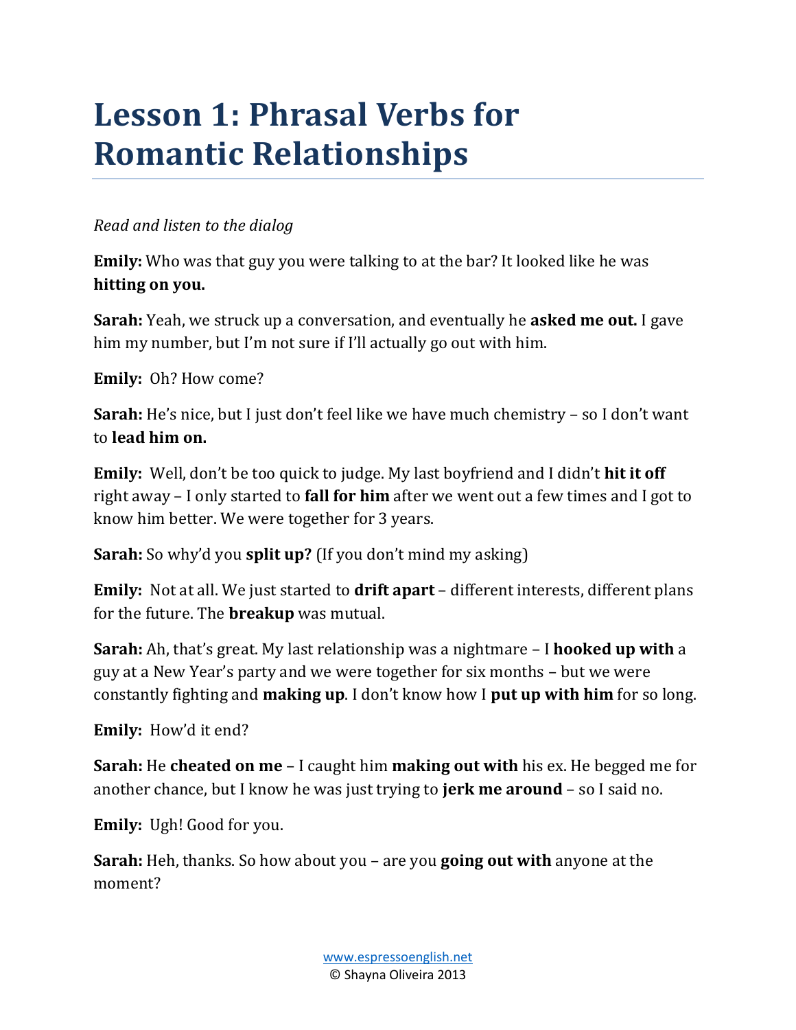# Lesson 1: Phrasal Verbs for Romantic Relationships

*Read and listen to the dialog*

**Emily:** Who was that guy you were talking to at the bar? It looked like he was **hitting on you.**

**Sarah:** Yeah, we struck up a conversation, and eventually he **asked me out.** I gave him my number, but I'm not sure if I'll actually go out with him.

**Emily:** Oh? How come?

**Sarah:** He's nice, but I just don't feel like we have much chemistry – so I don't want to **lead him on.**

**Emily:** Well, don't be too quick to judge. My last boyfriend and I didn't **hit it off** right away – I only started to **fall for him** after we went out a few times and I got to know him better. We were together for 3 years.

**Sarah:** So why'd you **split up?** (If you don't mind my asking)

**Emily:** Not at all. We just started to **drift apart** – different interests, different plans for the future. The **breakup** was mutual.

**Sarah:** Ah, that's great. My last relationship was a nightmare – I **hooked up with** a guy at a New Year's party and we were together for six months – but we were constantly fighting and **making up**. I don't know how I **put up with him** for so long.

**Emily:** How'd it end?

**Sarah:** He **cheated on me** – I caught him **making out with** his ex. He begged me for another chance, but I know he was just trying to **jerk me around** – so I said no.

**Emily:** Ugh! Good for you.

**Sarah:** Heh, thanks. So how about you – are you **going out with** anyone at the moment?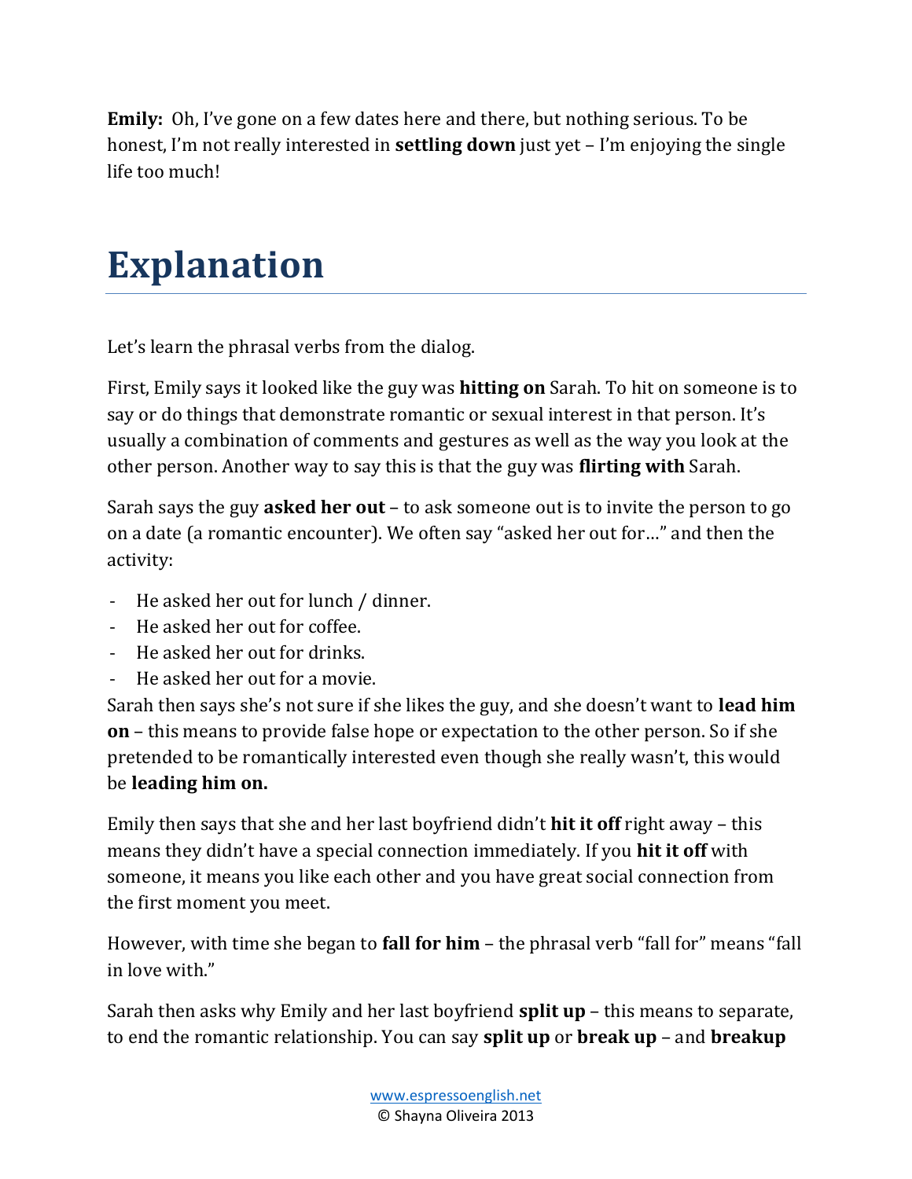**Emily:** Oh, I've gone on a few dates here and there, but nothing serious. To be honest, I'm not really interested in **settling down** just yet – I'm enjoying the single life too much!

# Explanation

Let's learn the phrasal verbs from the dialog.

First, Emily says it looked like the guy was **hitting on** Sarah. To hit on someone is to say or do things that demonstrate romantic or sexual interest in that person. It's usually a combination of comments and gestures as well as the way you look at the other person. Another way to say this is that the guy was **flirting with** Sarah.

Sarah says the guy **asked her out** – to ask someone out is to invite the person to go on a date (a romantic encounter). We often say "asked her out for…" and then the activity:

- He asked her out for lunch / dinner.
- He asked her out for coffee.
- He asked her out for drinks.
- He asked her out for a movie.

Sarah then says she's not sure if she likes the guy, and she doesn't want to **lead him on** – this means to provide false hope or expectation to the other person. So if she pretended to be romantically interested even though she really wasn't, this would be **leading him on.**

Emily then says that she and her last boyfriend didn't **hit it off** right away – this means they didn't have a special connection immediately. If you **hit it off** with someone, it means you like each other and you have great social connection from the first moment you meet.

However, with time she began to **fall for him** – the phrasal verb "fall for" means "fall in love with."

Sarah then asks why Emily and her last boyfriend **split up** – this means to separate, to end the romantic relationship. You can say **split up** or **break up** – and **breakup**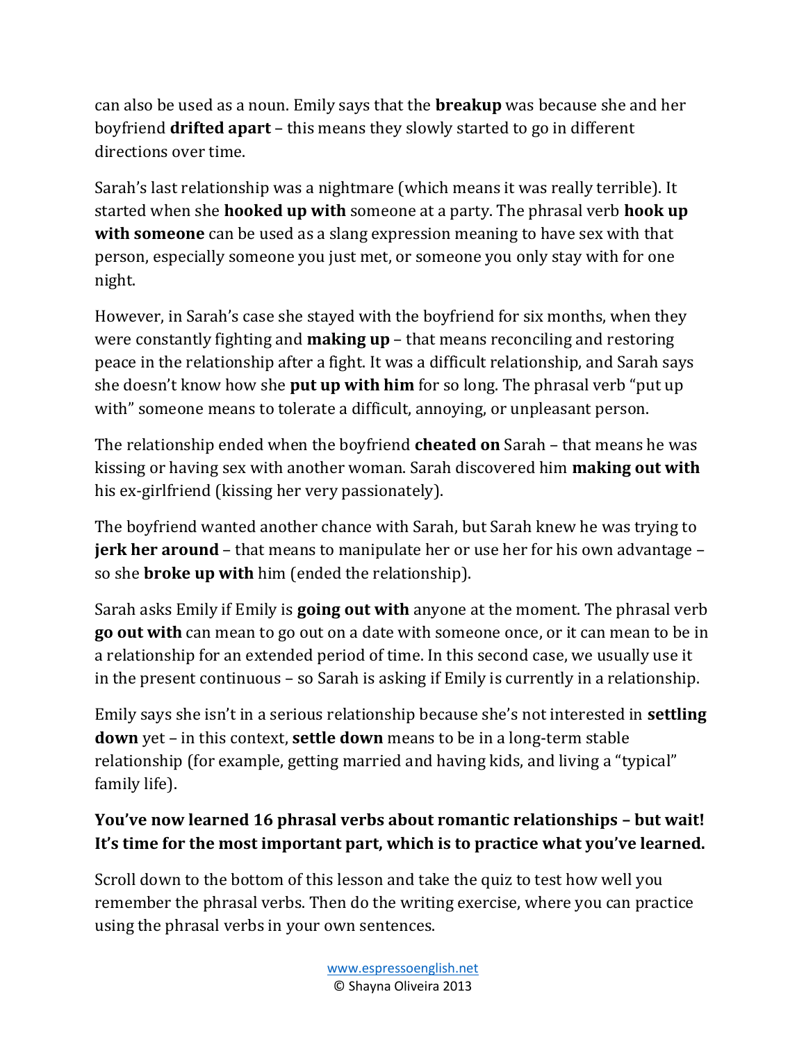can also be used as a noun. Emily says that the **breakup** was because she and her boyfriend **drifted apart** – this means they slowly started to go in different directions over time.

Sarah's last relationship was a nightmare (which means it was really terrible). It started when she **hooked up with** someone at a party. The phrasal verb **hook up with someone** can be used as a slang expression meaning to have sex with that person, especially someone you just met, or someone you only stay with for one night.

However, in Sarah's case she stayed with the boyfriend for six months, when they were constantly fighting and **making up** – that means reconciling and restoring peace in the relationship after a fight. It was a difficult relationship, and Sarah says she doesn't know how she **put up with him** for so long. The phrasal verb "put up with" someone means to tolerate a difficult, annoying, or unpleasant person.

The relationship ended when the boyfriend **cheated on** Sarah – that means he was kissing or having sex with another woman. Sarah discovered him **making out with** his ex-girlfriend (kissing her very passionately).

The boyfriend wanted another chance with Sarah, but Sarah knew he was trying to **jerk her around** – that means to manipulate her or use her for his own advantage – so she **broke up with** him (ended the relationship).

Sarah asks Emily if Emily is **going out with** anyone at the moment. The phrasal verb **go out with** can mean to go out on a date with someone once, or it can mean to be in a relationship for an extended period of time. In this second case, we usually use it in the present continuous – so Sarah is asking if Emily is currently in a relationship.

Emily says she isn't in a serious relationship because she's not interested in **settling down** yet – in this context, **settle down** means to be in a long-term stable relationship (for example, getting married and having kids, and living a "typical" family life).

**You've now learned 16 phrasal verbs about romantic relationships – but wait! It's time for the most important part, which is to practice what you've learned.**

Scroll down to the bottom of this lesson and take the quiz to test how well you remember the phrasal verbs. Then do the writing exercise, where you can practice using the phrasal verbs in your own sentences.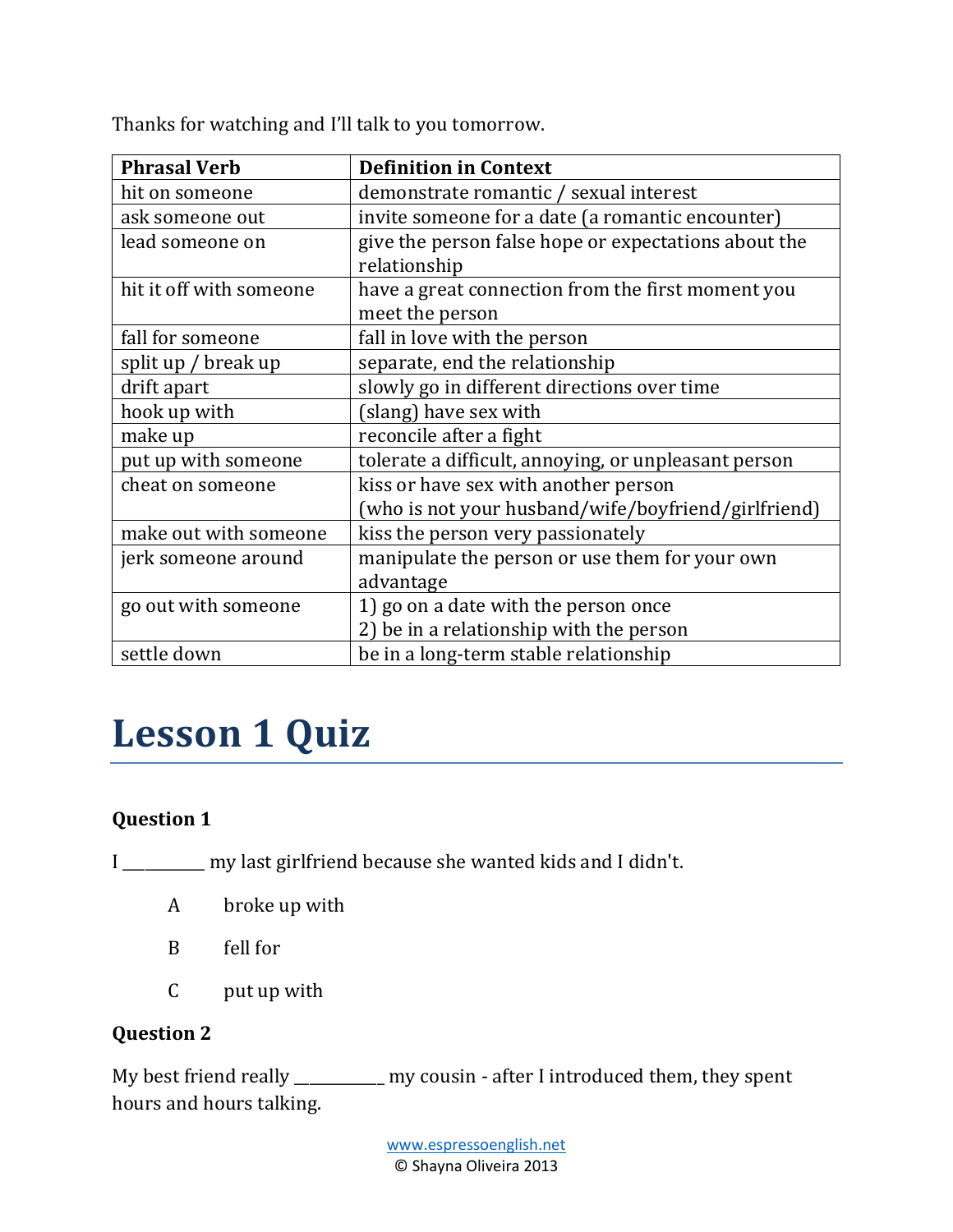Thanks for watching and I'll talk to you tomorrow.

| Phrasal Verb | Definition in Context |
| --- | --- |
| hit on someone | demonstrate romantic / sexual interest |
| ask someone out | invite someone for a date (a romantic encounter) |
| lead someone on | give the person false hope or expectations about the relationship |
| hit it off with someone | have a great connection from the first moment you meet the person |
| fall for someone | fall in love with the person |
| split up / break up | separate, end the relationship |
| drift apart | slowly go in different directions over time |
| hook up with | (slang) have sex with |
| make up | reconcile after a fight |
| put up with someone | tolerate a difficult, annoying, or unpleasant person |
| cheat on someone | kiss or have sex with another person (who is not your husband/wife/boyfriend/girlfriend) |
| make out with someone | kiss the person very passionately |
| jerk someone around | manipulate the person or use them for your own advantage |
| go out with someone | 1) go on a date with the person once 2) be in a relationship with the person |
| settle down | be in a long-term stable relationship |

# Lesson 1 Quiz

**Question 1**

I __________ my last girlfriend because she wanted kids and I didn't.

- A broke up with
- B fell for
- C put up with

**Question 2**

My best friend really ___________ my cousin - after I introduced them, they spent hours and hours talking.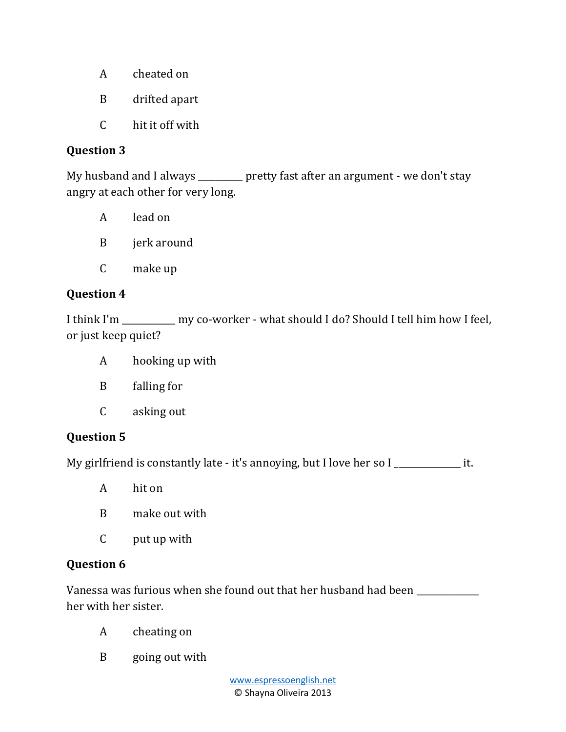A cheated on

B drifted apart

C hit it off with

**Question 3**

My husband and I always _________ pretty fast after an argument - we don't stay angry at each other for very long.

A lead on

B jerk around

C make up

**Question 4**

I think I'm ___________ my co-worker - what should I do? Should I tell him how I feel, or just keep quiet?

A hooking up with

B falling for

C asking out

**Question 5**

My girlfriend is constantly late - it's annoying, but I love her so I ______________ it.

A hit on

B make out with

C put up with

**Question 6**

Vanessa was furious when she found out that her husband had been _____________ her with her sister.

A cheating on

B going out with

www.espressoenglish.net
© Shayna Oliveira 2013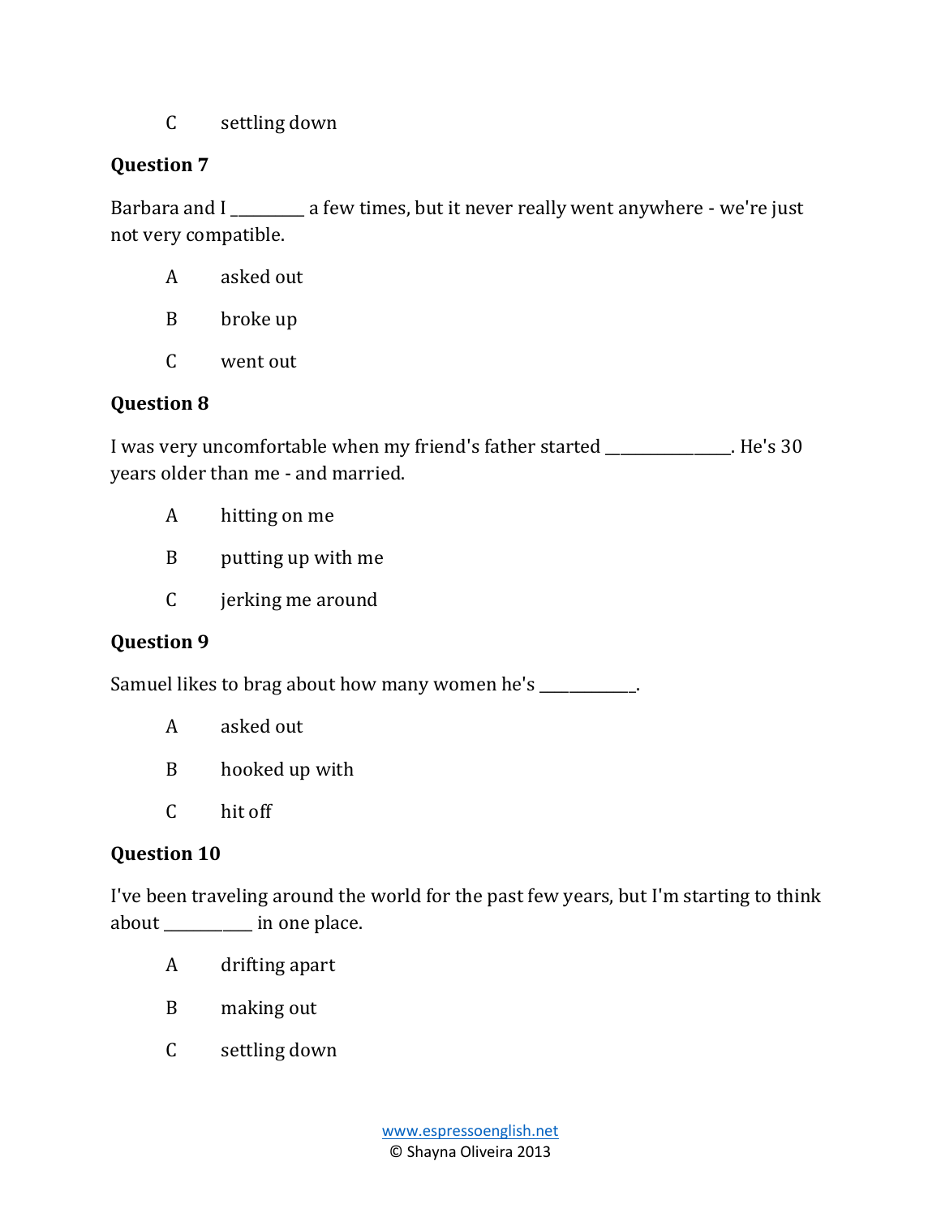C settling down

**Question 7**

Barbara and I _________ a few times, but it never really went anywhere - we're just not very compatible.

A asked out

B broke up

C went out

**Question 8**

I was very uncomfortable when my friend's father started _______________. He's 30 years older than me - and married.

A hitting on me

B putting up with me

C jerking me around

**Question 9**

Samuel likes to brag about how many women he's ___________.

A asked out

B hooked up with

C hit off

**Question 10**

I've been traveling around the world for the past few years, but I'm starting to think about __________ in one place.

A drifting apart

B making out

C settling down

www.espressoenglish.net
© Shayna Oliveira 2013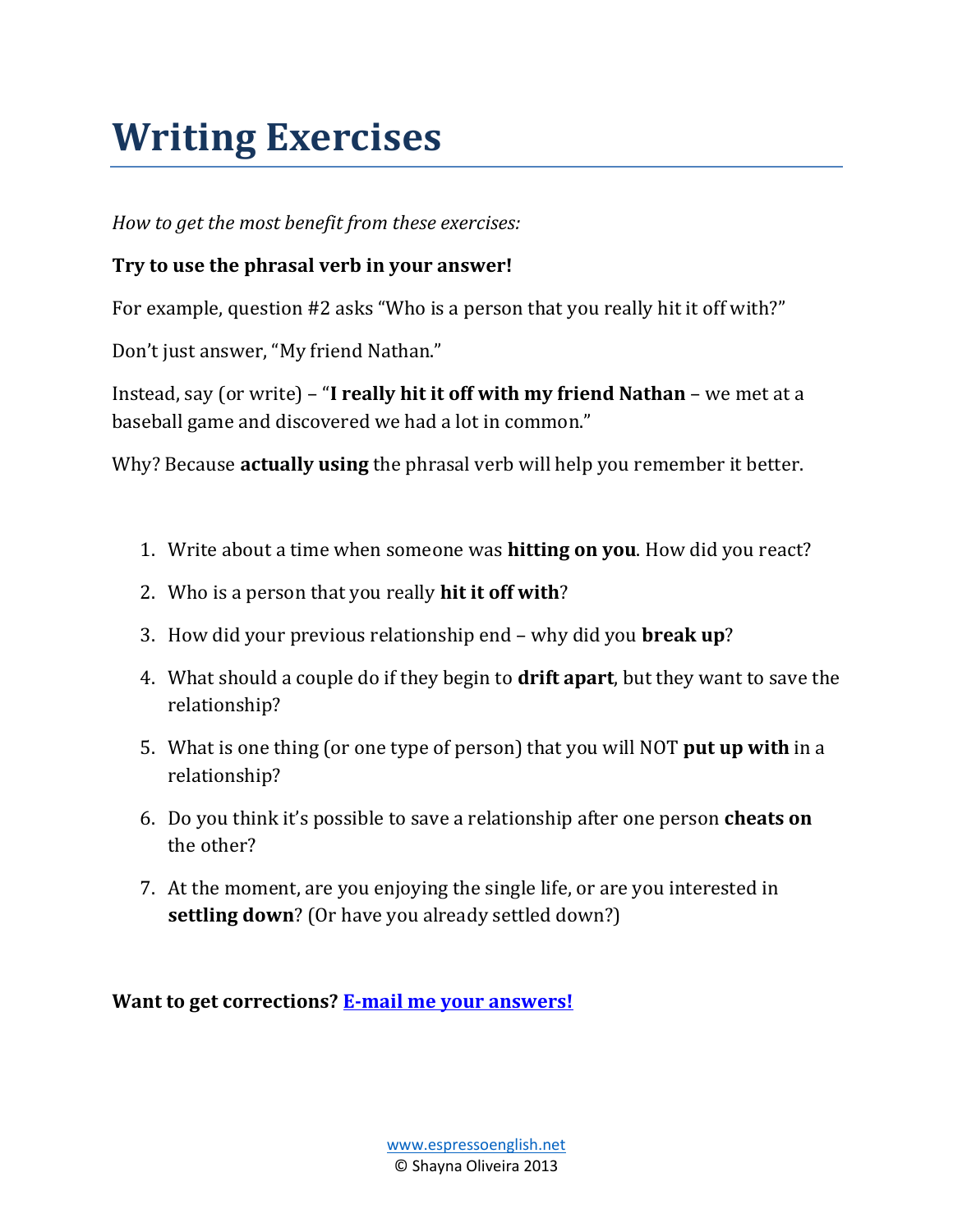# Writing Exercises

*How to get the most benefit from these exercises:*

**Try to use the phrasal verb in your answer!**

For example, question #2 asks "Who is a person that you really hit it off with?"

Don't just answer, "My friend Nathan."

Instead, say (or write) – "**I really hit it off with my friend Nathan** – we met at a baseball game and discovered we had a lot in common."

Why? Because **actually using** the phrasal verb will help you remember it better.

1. Write about a time when someone was **hitting on you**. How did you react?
2. Who is a person that you really **hit it off with**?
3. How did your previous relationship end – why did you **break up**?
4. What should a couple do if they begin to **drift apart**, but they want to save the relationship?
5. What is one thing (or one type of person) that you will NOT **put up with** in a relationship?
6. Do you think it's possible to save a relationship after one person **cheats on** the other?
7. At the moment, are you enjoying the single life, or are you interested in **settling down**? (Or have you already settled down?)

**Want to get corrections? [E-mail me your answers!]()**

www.espressoenglish.net
© Shayna Oliveira 2013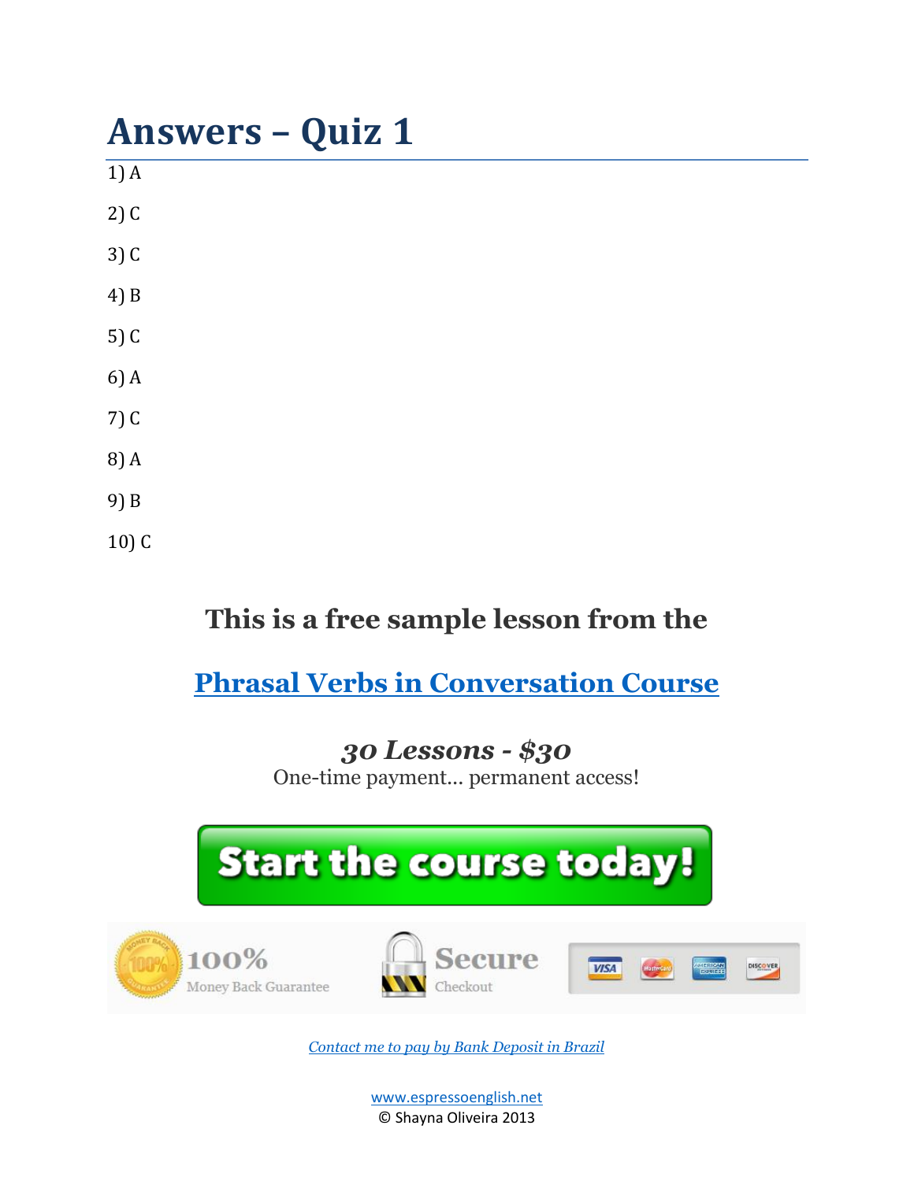# Answers – Quiz 1

1) A

2) C

3) C

4) B

5) C

6) A

7) C

8) A

9) B

10) C

## This is a free sample lesson from the

## [Phrasal Verbs in Conversation Course]()

### *30 Lessons - $30*

One-time payment… permanent access!

Start the course today!

100% Money Back Guarantee

Secure Checkout

*Contact me to pay by Bank Deposit in Brazil*

www.espressoenglish.net

© Shayna Oliveira 2013